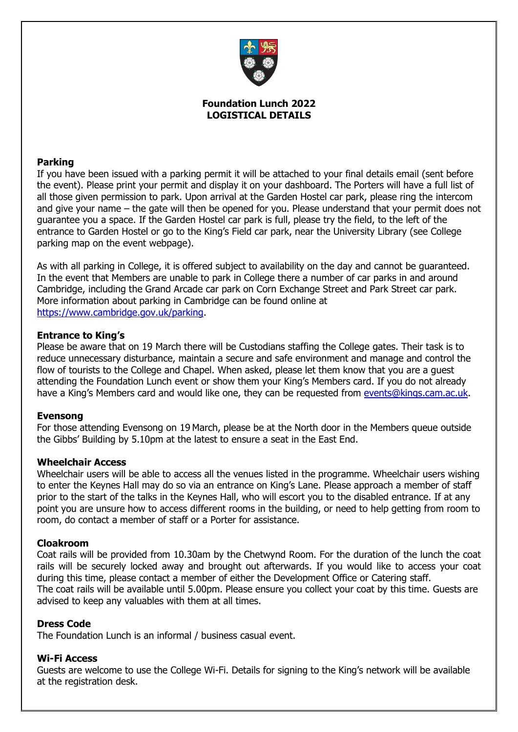# Foundation Lunch 2022
## LOGISTICAL DETAILS

### Parking

If you have been issued with a parking permit it will be attached to your final details email (sent before the event). Please print your permit and display it on your dashboard. The Porters will have a full list of all those given permission to park. Upon arrival at the Garden Hostel car park, please ring the intercom and give your name – the gate will then be opened for you. Please understand that your permit does not guarantee you a space. If the Garden Hostel car park is full, please try the field, to the left of the entrance to Garden Hostel or go to the King's Field car park, near the University Library (see College parking map on the event webpage).

As with all parking in College, it is offered subject to availability on the day and cannot be guaranteed. In the event that Members are unable to park in College there a number of car parks in and around Cambridge, including the Grand Arcade car park on Corn Exchange Street and Park Street car park. More information about parking in Cambridge can be found online at https://www.cambridge.gov.uk/parking.

### Entrance to King's

Please be aware that on 19 March there will be Custodians staffing the College gates. Their task is to reduce unnecessary disturbance, maintain a secure and safe environment and manage and control the flow of tourists to the College and Chapel. When asked, please let them know that you are a guest attending the Foundation Lunch event or show them your King's Members card. If you do not already have a King's Members card and would like one, they can be requested from events@kings.cam.ac.uk.

### Evensong

For those attending Evensong on 19 March, please be at the North door in the Members queue outside the Gibbs' Building by 5.10pm at the latest to ensure a seat in the East End.

### Wheelchair Access

Wheelchair users will be able to access all the venues listed in the programme. Wheelchair users wishing to enter the Keynes Hall may do so via an entrance on King's Lane. Please approach a member of staff prior to the start of the talks in the Keynes Hall, who will escort you to the disabled entrance. If at any point you are unsure how to access different rooms in the building, or need to help getting from room to room, do contact a member of staff or a Porter for assistance.

### Cloakroom

Coat rails will be provided from 10.30am by the Chetwynd Room. For the duration of the lunch the coat rails will be securely locked away and brought out afterwards. If you would like to access your coat during this time, please contact a member of either the Development Office or Catering staff.
The coat rails will be available until 5.00pm. Please ensure you collect your coat by this time. Guests are advised to keep any valuables with them at all times.

### Dress Code

The Foundation Lunch is an informal / business casual event.

### Wi-Fi Access

Guests are welcome to use the College Wi-Fi. Details for signing to the King's network will be available at the registration desk.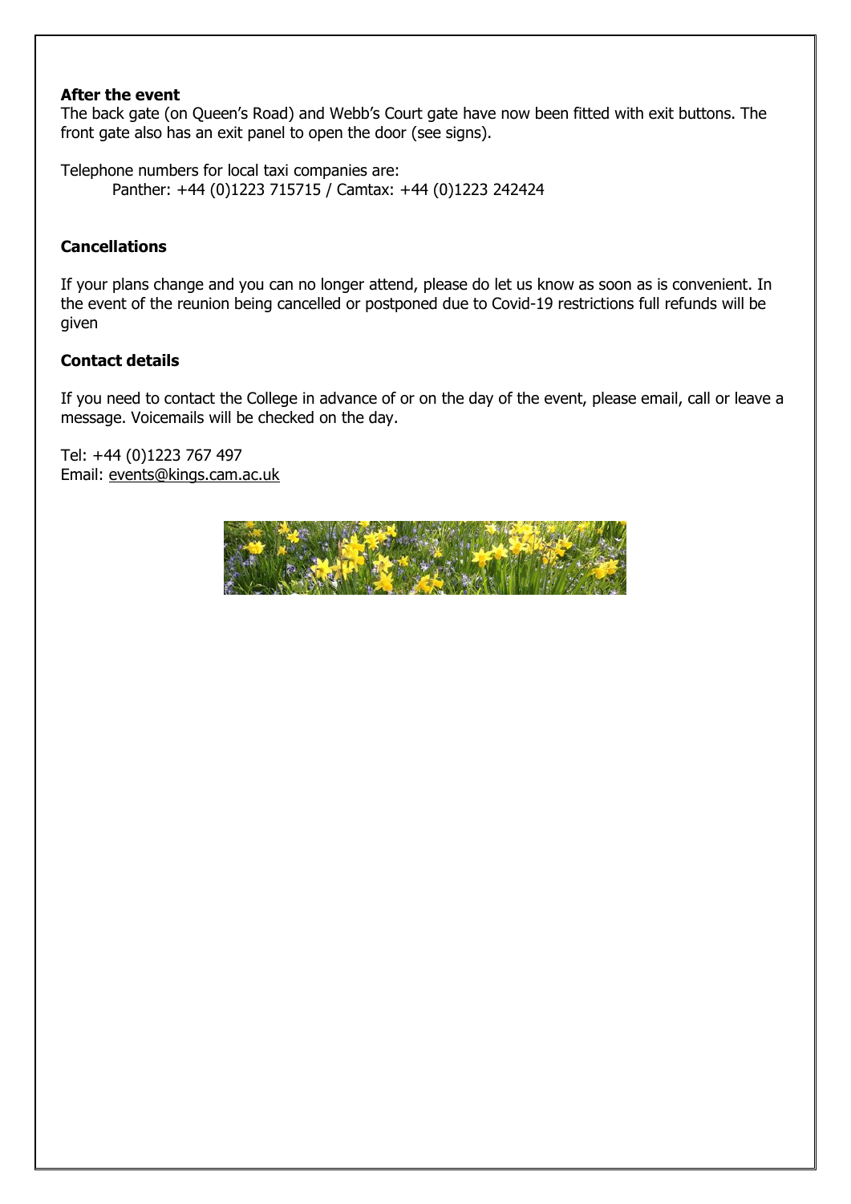**After the event**

The back gate (on Queen's Road) and Webb's Court gate have now been fitted with exit buttons. The front gate also has an exit panel to open the door (see signs).

Telephone numbers for local taxi companies are:

Panther: +44 (0)1223 715715 / Camtax: +44 (0)1223 242424

**Cancellations**

If your plans change and you can no longer attend, please do let us know as soon as is convenient. In the event of the reunion being cancelled or postponed due to Covid-19 restrictions full refunds will be given

**Contact details**

If you need to contact the College in advance of or on the day of the event, please email, call or leave a message. Voicemails will be checked on the day.

Tel: +44 (0)1223 767 497
Email: events@kings.cam.ac.uk